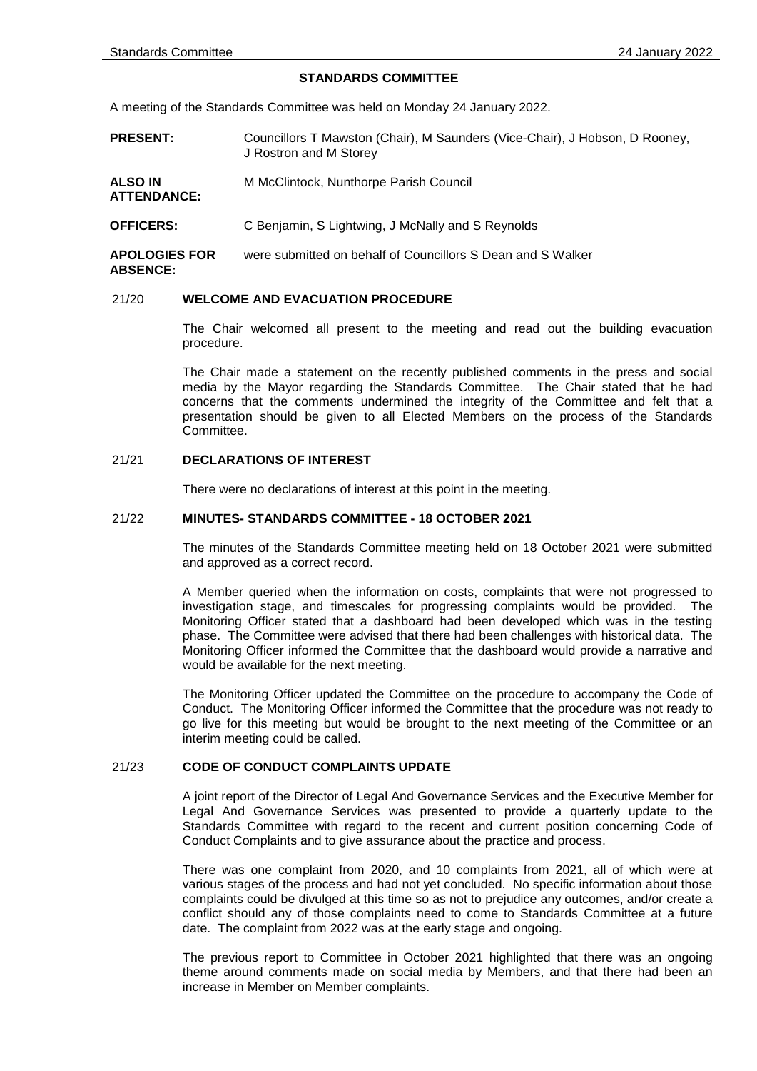# STANDARDS COMMITTEE

A meeting of the Standards Committee was held on Monday 24 January 2022.

**PRESENT:** Councillors T Mawston (Chair), M Saunders (Vice-Chair), J Hobson, D Rooney, J Rostron and M Storey

**ALSO IN ATTENDANCE:** M McClintock, Nunthorpe Parish Council

**OFFICERS:** C Benjamin, S Lightwing, J McNally and S Reynolds

**APOLOGIES FOR ABSENCE:** were submitted on behalf of Councillors S Dean and S Walker

## 21/20 WELCOME AND EVACUATION PROCEDURE

The Chair welcomed all present to the meeting and read out the building evacuation procedure.

The Chair made a statement on the recently published comments in the press and social media by the Mayor regarding the Standards Committee. The Chair stated that he had concerns that the comments undermined the integrity of the Committee and felt that a presentation should be given to all Elected Members on the process of the Standards Committee.

## 21/21 DECLARATIONS OF INTEREST

There were no declarations of interest at this point in the meeting.

## 21/22 MINUTES- STANDARDS COMMITTEE - 18 OCTOBER 2021

The minutes of the Standards Committee meeting held on 18 October 2021 were submitted and approved as a correct record.

A Member queried when the information on costs, complaints that were not progressed to investigation stage, and timescales for progressing complaints would be provided. The Monitoring Officer stated that a dashboard had been developed which was in the testing phase. The Committee were advised that there had been challenges with historical data. The Monitoring Officer informed the Committee that the dashboard would provide a narrative and would be available for the next meeting.

The Monitoring Officer updated the Committee on the procedure to accompany the Code of Conduct. The Monitoring Officer informed the Committee that the procedure was not ready to go live for this meeting but would be brought to the next meeting of the Committee or an interim meeting could be called.

## 21/23 CODE OF CONDUCT COMPLAINTS UPDATE

A joint report of the Director of Legal And Governance Services and the Executive Member for Legal And Governance Services was presented to provide a quarterly update to the Standards Committee with regard to the recent and current position concerning Code of Conduct Complaints and to give assurance about the practice and process.

There was one complaint from 2020, and 10 complaints from 2021, all of which were at various stages of the process and had not yet concluded. No specific information about those complaints could be divulged at this time so as not to prejudice any outcomes, and/or create a conflict should any of those complaints need to come to Standards Committee at a future date. The complaint from 2022 was at the early stage and ongoing.

The previous report to Committee in October 2021 highlighted that there was an ongoing theme around comments made on social media by Members, and that there had been an increase in Member on Member complaints.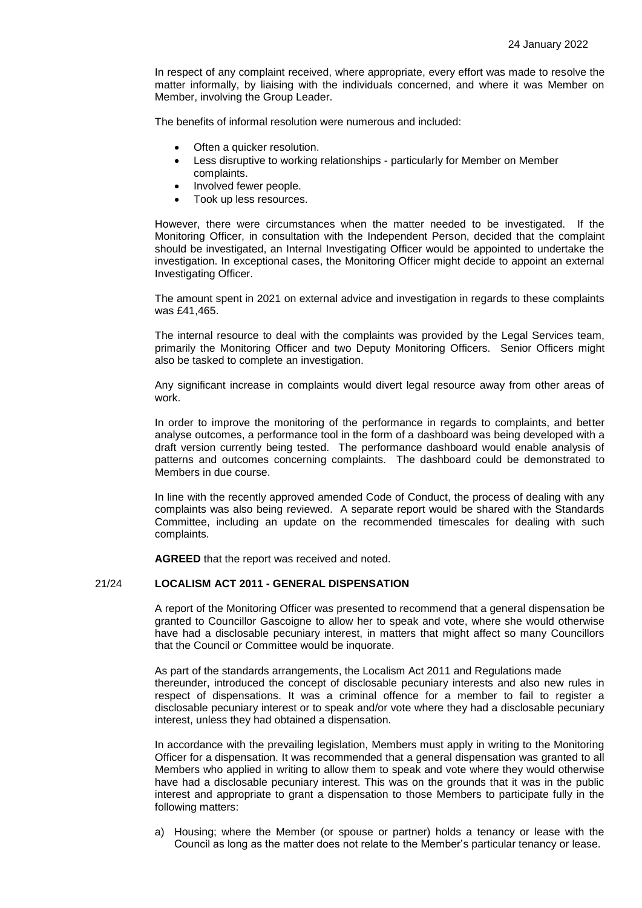In respect of any complaint received, where appropriate, every effort was made to resolve the matter informally, by liaising with the individuals concerned, and where it was Member on Member, involving the Group Leader.

The benefits of informal resolution were numerous and included:

- Often a quicker resolution.
- Less disruptive to working relationships - particularly for Member on Member complaints.
- Involved fewer people.
- Took up less resources.

However, there were circumstances when the matter needed to be investigated. If the Monitoring Officer, in consultation with the Independent Person, decided that the complaint should be investigated, an Internal Investigating Officer would be appointed to undertake the investigation. In exceptional cases, the Monitoring Officer might decide to appoint an external Investigating Officer.

The amount spent in 2021 on external advice and investigation in regards to these complaints was £41,465.

The internal resource to deal with the complaints was provided by the Legal Services team, primarily the Monitoring Officer and two Deputy Monitoring Officers. Senior Officers might also be tasked to complete an investigation.

Any significant increase in complaints would divert legal resource away from other areas of work.

In order to improve the monitoring of the performance in regards to complaints, and better analyse outcomes, a performance tool in the form of a dashboard was being developed with a draft version currently being tested. The performance dashboard would enable analysis of patterns and outcomes concerning complaints. The dashboard could be demonstrated to Members in due course.

In line with the recently approved amended Code of Conduct, the process of dealing with any complaints was also being reviewed. A separate report would be shared with the Standards Committee, including an update on the recommended timescales for dealing with such complaints.

**AGREED** that the report was received and noted.

## 21/24 LOCALISM ACT 2011 - GENERAL DISPENSATION

A report of the Monitoring Officer was presented to recommend that a general dispensation be granted to Councillor Gascoigne to allow her to speak and vote, where she would otherwise have had a disclosable pecuniary interest, in matters that might affect so many Councillors that the Council or Committee would be inquorate.

As part of the standards arrangements, the Localism Act 2011 and Regulations made thereunder, introduced the concept of disclosable pecuniary interests and also new rules in respect of dispensations. It was a criminal offence for a member to fail to register a disclosable pecuniary interest or to speak and/or vote where they had a disclosable pecuniary interest, unless they had obtained a dispensation.

In accordance with the prevailing legislation, Members must apply in writing to the Monitoring Officer for a dispensation. It was recommended that a general dispensation was granted to all Members who applied in writing to allow them to speak and vote where they would otherwise have had a disclosable pecuniary interest. This was on the grounds that it was in the public interest and appropriate to grant a dispensation to those Members to participate fully in the following matters:

a) Housing; where the Member (or spouse or partner) holds a tenancy or lease with the Council as long as the matter does not relate to the Member's particular tenancy or lease.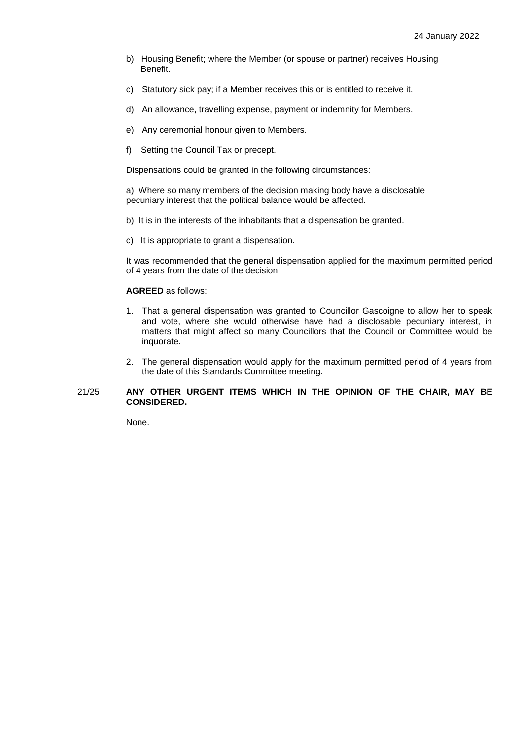b) Housing Benefit; where the Member (or spouse or partner) receives Housing Benefit.

c) Statutory sick pay; if a Member receives this or is entitled to receive it.

d) An allowance, travelling expense, payment or indemnity for Members.

e) Any ceremonial honour given to Members.

f) Setting the Council Tax or precept.

Dispensations could be granted in the following circumstances:

a) Where so many members of the decision making body have a disclosable pecuniary interest that the political balance would be affected.

b) It is in the interests of the inhabitants that a dispensation be granted.

c) It is appropriate to grant a dispensation.

It was recommended that the general dispensation applied for the maximum permitted period of 4 years from the date of the decision.

**AGREED** as follows:

1. That a general dispensation was granted to Councillor Gascoigne to allow her to speak and vote, where she would otherwise have had a disclosable pecuniary interest, in matters that might affect so many Councillors that the Council or Committee would be inquorate.
2. The general dispensation would apply for the maximum permitted period of 4 years from the date of this Standards Committee meeting.

21/25 **ANY OTHER URGENT ITEMS WHICH IN THE OPINION OF THE CHAIR, MAY BE CONSIDERED.**

None.